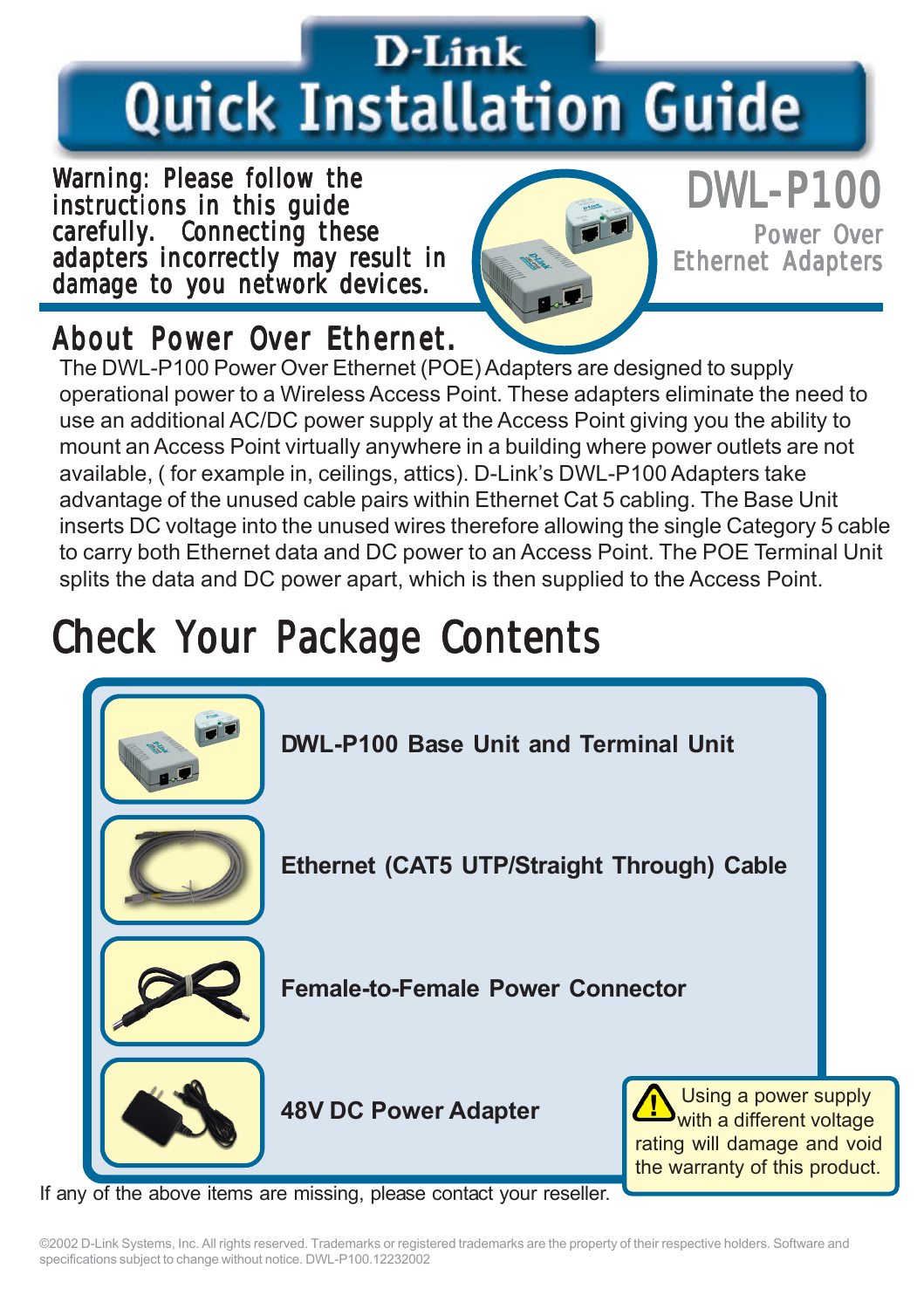# D-Link Quick Installation Guide

**Warning: Please follow the instructions in this guide carefully. Connecting these adapters incorrectly may result in damage to you network devices.**

# DWL-P100

Power Over Ethernet Adapters

## About Power Over Ethernet.

The DWL-P100 Power Over Ethernet (POE) Adapters are designed to supply operational power to a Wireless Access Point. These adapters eliminate the need to use an additional AC/DC power supply at the Access Point giving you the ability to mount an Access Point virtually anywhere in a building where power outlets are not available, ( for example in, ceilings, attics). D-Link's DWL-P100 Adapters take advantage of the unused cable pairs within Ethernet Cat 5 cabling. The Base Unit inserts DC voltage into the unused wires therefore allowing the single Category 5 cable to carry both Ethernet data and DC power to an Access Point. The POE Terminal Unit splits the data and DC power apart, which is then supplied to the Access Point.

# Check Your Package Contents

- **DWL-P100 Base Unit and Terminal Unit**
- **Ethernet (CAT5 UTP/Straight Through) Cable**
- **Female-to-Female Power Connector**
- **48V DC Power Adapter**

Using a power supply with a different voltage rating will damage and void the warranty of this product.

If any of the above items are missing, please contact your reseller.

©2002 D-Link Systems, Inc. All rights reserved. Trademarks or registered trademarks are the property of their respective holders. Software and specifications subject to change without notice. DWL-P100.12232002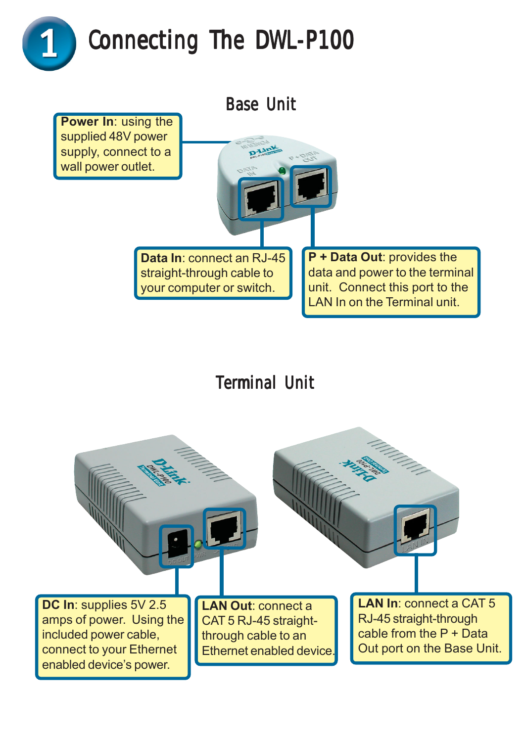# 1 Connecting The DWL-P100

## Base Unit

**Power In**: using the supplied 48V power supply, connect to a wall power outlet.

**Data In**: connect an RJ-45 straight-through cable to your computer or switch.

**P + Data Out**: provides the data and power to the terminal unit. Connect this port to the LAN In on the Terminal unit.

## Terminal Unit

**DC In**: supplies 5V 2.5 amps of power. Using the included power cable, connect to your Ethernet enabled device's power.

**LAN Out**: connect a CAT 5 RJ-45 straight-through cable to an Ethernet enabled device.

**LAN In**: connect a CAT 5 RJ-45 straight-through cable from the P + Data Out port on the Base Unit.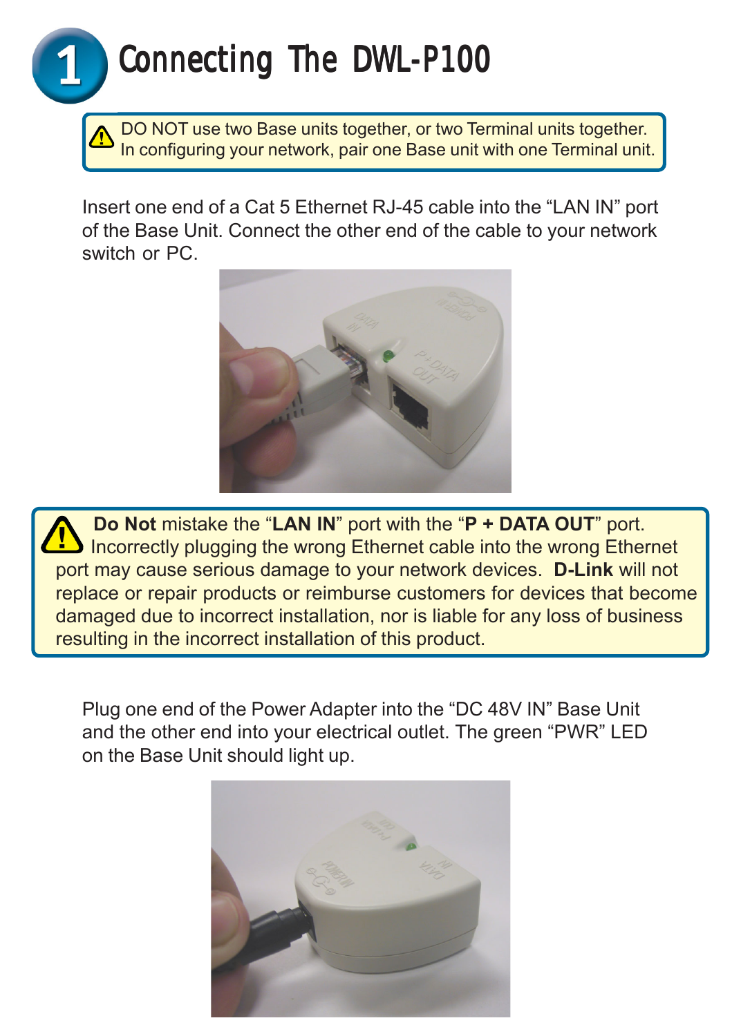# 1 Connecting The DWL-P100

> ⚠ DO NOT use two Base units together, or two Terminal units together. In configuring your network, pair one Base unit with one Terminal unit.

Insert one end of a Cat 5 Ethernet RJ-45 cable into the "LAN IN" port of the Base Unit. Connect the other end of the cable to your network switch or PC.

> ⚠ **Do Not** mistake the "**LAN IN**" port with the "**P + DATA OUT**" port. Incorrectly plugging the wrong Ethernet cable into the wrong Ethernet port may cause serious damage to your network devices. **D-Link** will not replace or repair products or reimburse customers for devices that become damaged due to incorrect installation, nor is liable for any loss of business resulting in the incorrect installation of this product.

Plug one end of the Power Adapter into the "DC 48V IN" Base Unit and the other end into your electrical outlet. The green "PWR" LED on the Base Unit should light up.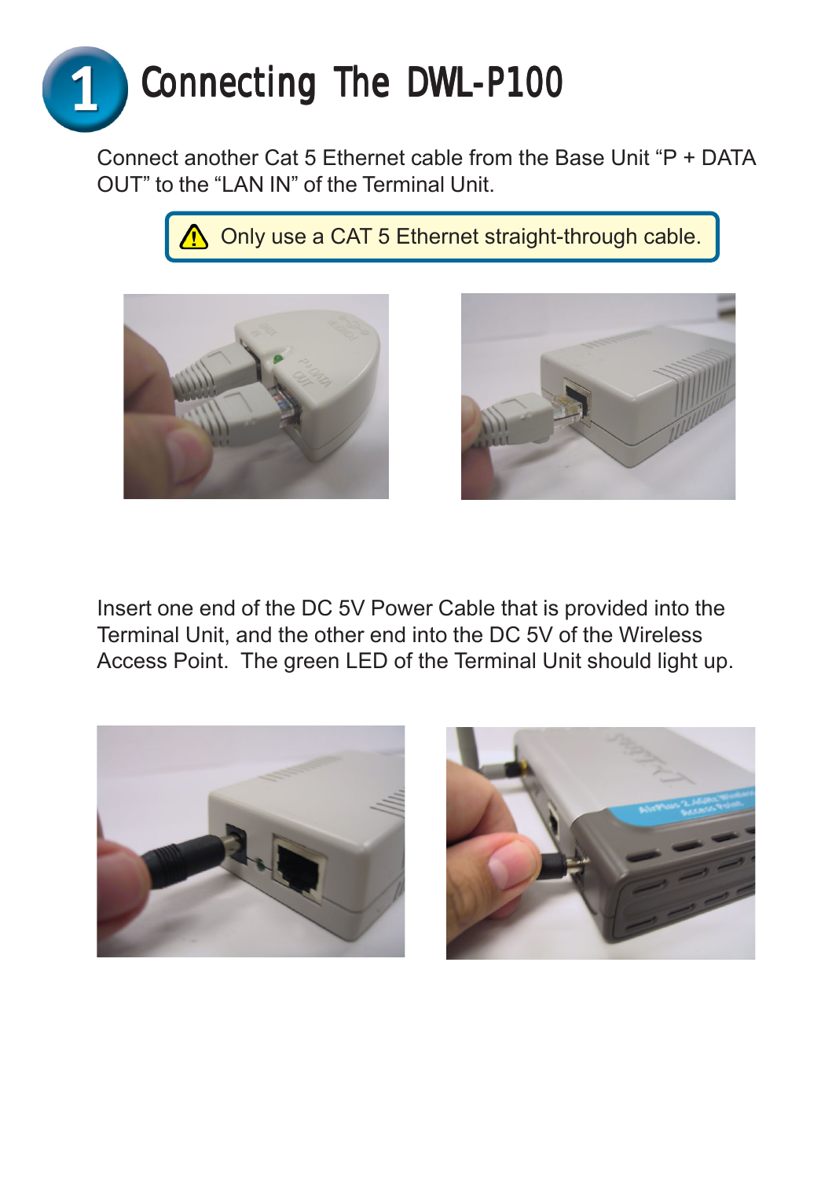# 1 Connecting The DWL-P100

Connect another Cat 5 Ethernet cable from the Base Unit “P + DATA OUT” to the “LAN IN” of the Terminal Unit.

> ⚠ Only use a CAT 5 Ethernet straight-through cable.

Insert one end of the DC 5V Power Cable that is provided into the Terminal Unit, and the other end into the DC 5V of the Wireless Access Point. The green LED of the Terminal Unit should light up.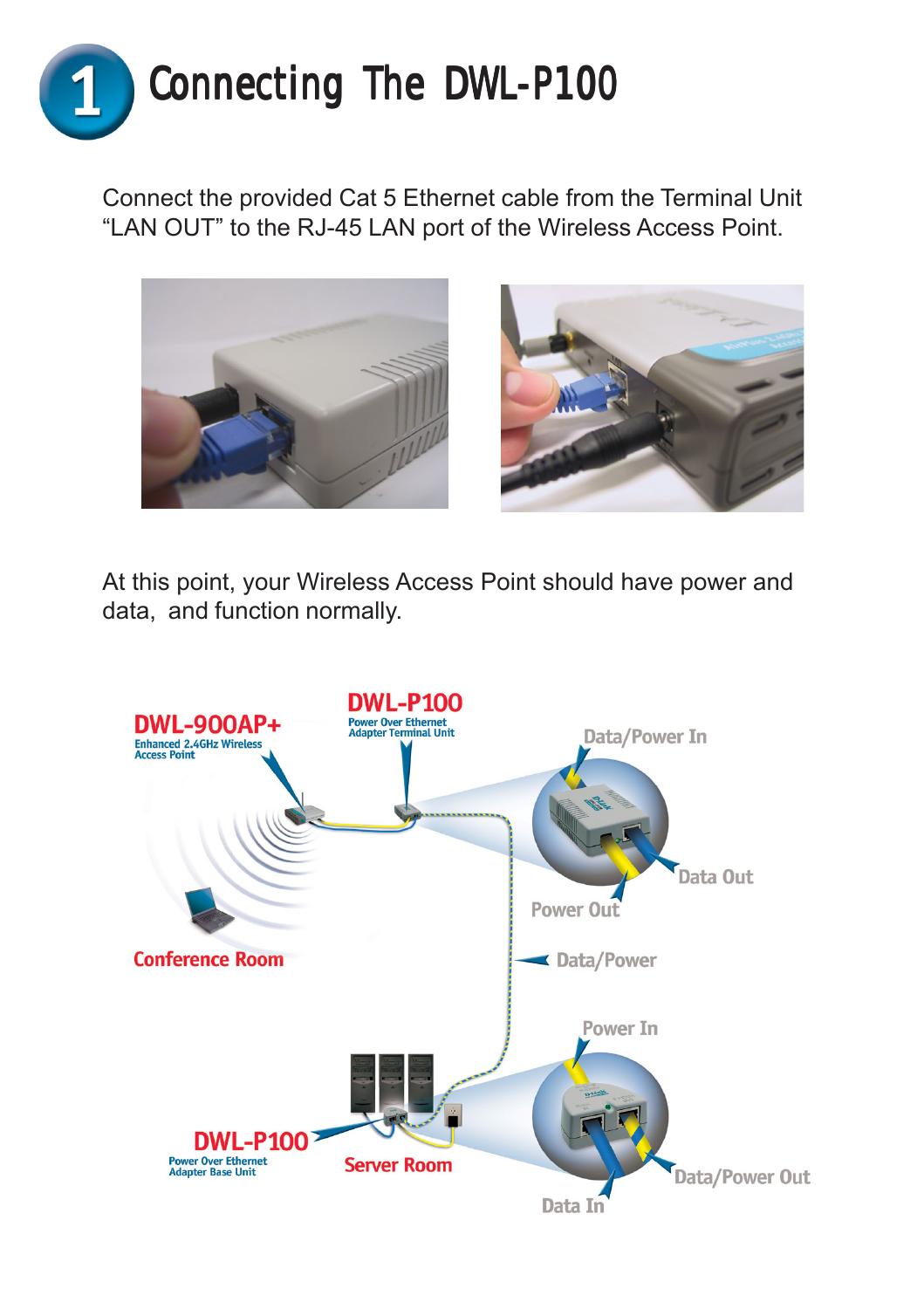# 1 Connecting The DWL-P100

Connect the provided Cat 5 Ethernet cable from the Terminal Unit "LAN OUT" to the RJ-45 LAN port of the Wireless Access Point.

At this point, your Wireless Access Point should have power and data, and function normally.

DWL-900AP+
Enhanced 2.4GHz Wireless Access Point

DWL-P100
Power Over Ethernet Adapter Terminal Unit

Data/Power In

Data Out

Power Out

Data/Power

Conference Room

Power In

DWL-P100
Power Over Ethernet Adapter Base Unit

Server Room

Data/Power Out

Data In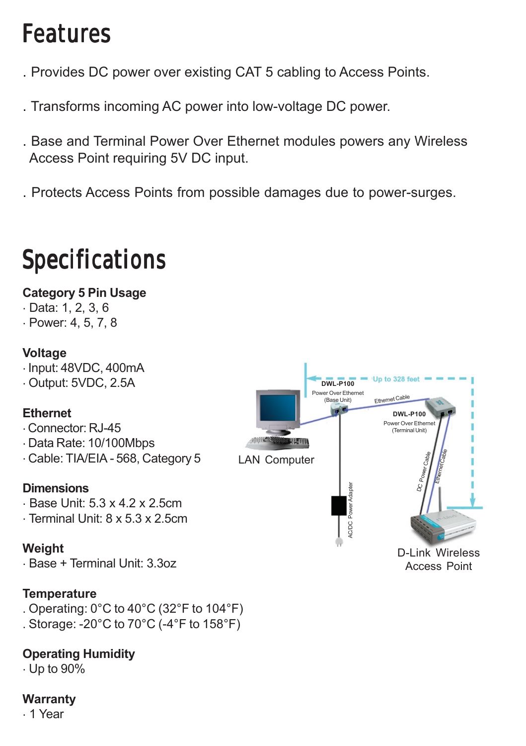# Features

. Provides DC power over existing CAT 5 cabling to Access Points.

. Transforms incoming AC power into low-voltage DC power.

. Base and Terminal Power Over Ethernet modules powers any Wireless Access Point requiring 5V DC input.

. Protects Access Points from possible damages due to power-surges.

# Specifications

**Category 5 Pin Usage**
- Data: 1, 2, 3, 6
- Power: 4, 5, 7, 8

**Voltage**
- Input: 48VDC, 400mA
- Output: 5VDC, 2.5A

**Ethernet**
- Connector: RJ-45
- Data Rate: 10/100Mbps
- Cable: TIA/EIA - 568, Category 5

**Dimensions**
- Base Unit: 5.3 x 4.2 x 2.5cm
- Terminal Unit: 8 x 5.3 x 2.5cm

**Weight**
- Base + Terminal Unit: 3.3oz

**Temperature**
- Operating: 0°C to 40°C (32°F to 104°F)
- Storage: -20°C to 70°C (-4°F to 158°F)

**Operating Humidity**
- Up to 90%

**Warranty**
- 1 Year

Up to 328 feet

DWL-P100 Power Over Ethernet (Base Unit)

Ethernet Cable

DWL-P100 Power Over Ethernet (Terminal Unit)

LAN Computer

DC Power Cable

Ethernet Cable

AC/DC Power Adapter

D-Link Wireless Access Point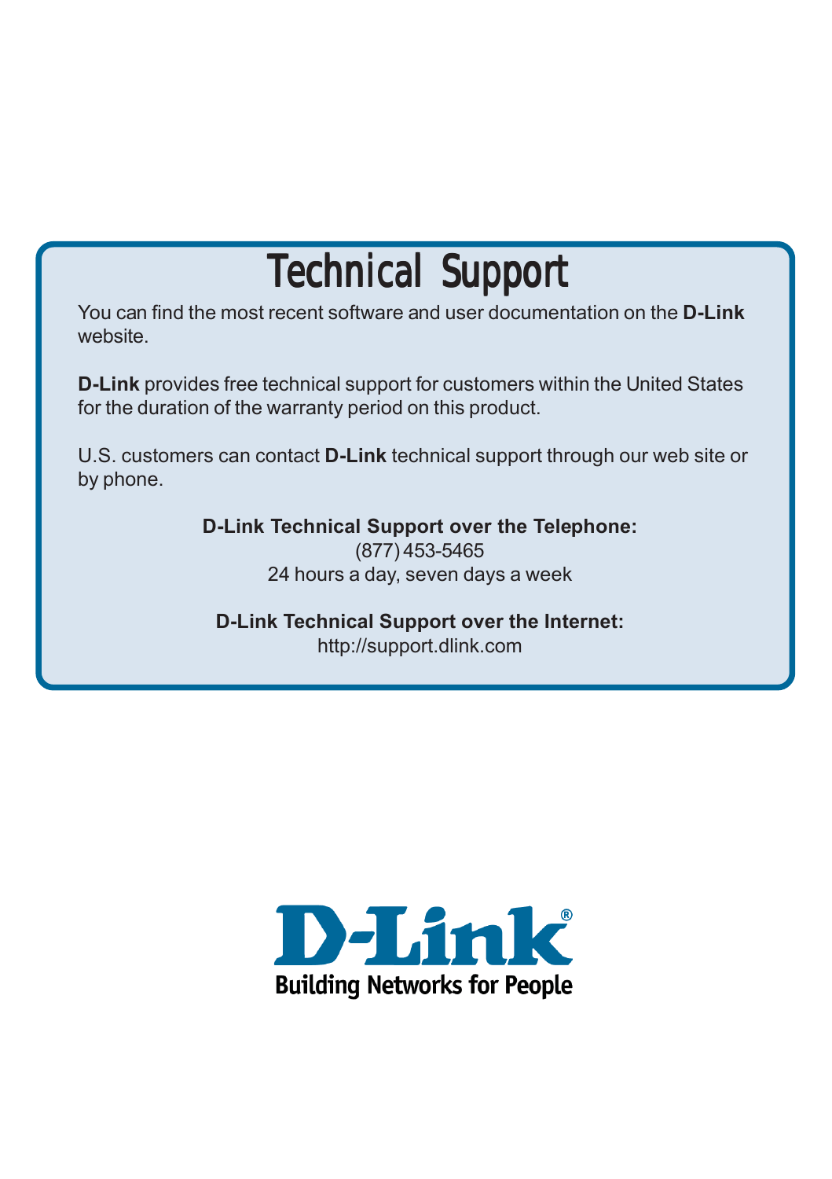# Technical Support

You can find the most recent software and user documentation on the **D-Link** website.

**D-Link** provides free technical support for customers within the United States for the duration of the warranty period on this product.

U.S. customers can contact **D-Link** technical support through our web site or by phone.

**D-Link Technical Support over the Telephone:**
(877) 453-5465
24 hours a day, seven days a week

**D-Link Technical Support over the Internet:**
http://support.dlink.com

D-Link®
Building Networks for People